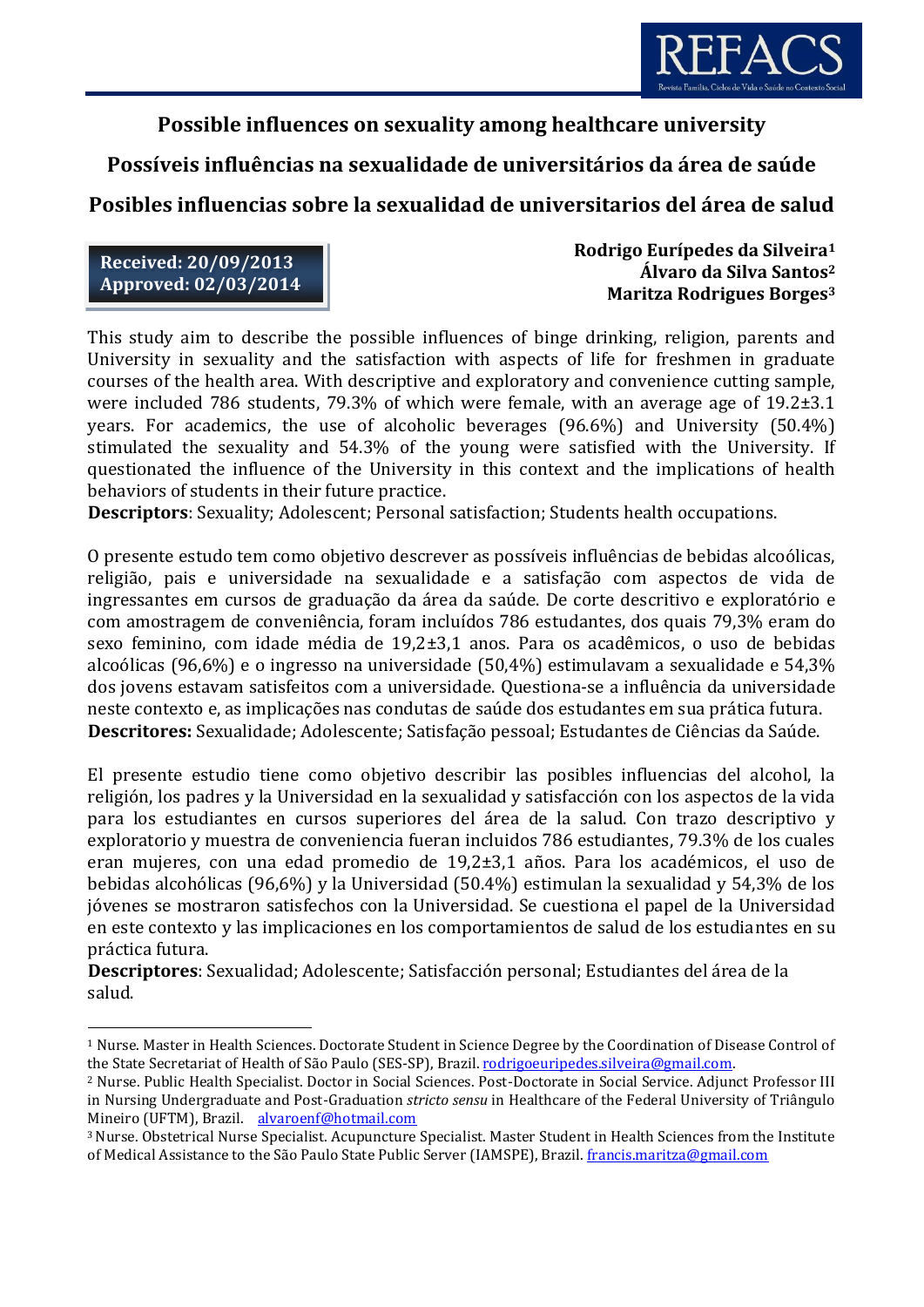# Possible influences on sexuality among healthcare university

# Possíveis influências na sexualidade de universitários da área de saúde

# Posibles influencias sobre la sexualidad de universitarios del área de salud

**Received: 20/09/2013**
**Approved: 02/03/2014**

**Rodrigo Eurípedes da Silveira[1]**
**Álvaro da Silva Santos[2]**
**Maritza Rodrigues Borges[3]**

This study aim to describe the possible influences of binge drinking, religion, parents and University in sexuality and the satisfaction with aspects of life for freshmen in graduate courses of the health area. With descriptive and exploratory and convenience cutting sample, were included 786 students, 79.3% of which were female, with an average age of 19.2±3.1 years. For academics, the use of alcoholic beverages (96.6%) and University (50.4%) stimulated the sexuality and 54.3% of the young were satisfied with the University. If questionated the influence of the University in this context and the implications of health behaviors of students in their future practice.
**Descriptors**: Sexuality; Adolescent; Personal satisfaction; Students health occupations.

O presente estudo tem como objetivo descrever as possíveis influências de bebidas alcoólicas, religião, pais e universidade na sexualidade e a satisfação com aspectos de vida de ingressantes em cursos de graduação da área da saúde. De corte descritivo e exploratório e com amostragem de conveniência, foram incluídos 786 estudantes, dos quais 79,3% eram do sexo feminino, com idade média de 19,2±3,1 anos. Para os acadêmicos, o uso de bebidas alcoólicas (96,6%) e o ingresso na universidade (50,4%) estimulavam a sexualidade e 54,3% dos jovens estavam satisfeitos com a universidade. Questiona-se a influência da universidade neste contexto e, as implicações nas condutas de saúde dos estudantes em sua prática futura.
**Descritores:** Sexualidade; Adolescente; Satisfação pessoal; Estudantes de Ciências da Saúde.

El presente estudio tiene como objetivo describir las posibles influencias del alcohol, la religión, los padres y la Universidad en la sexualidad y satisfacción con los aspectos de la vida para los estudiantes en cursos superiores del área de la salud. Con trazo descriptivo y exploratorio y muestra de conveniencia fueran incluidos 786 estudiantes, 79.3% de los cuales eran mujeres, con una edad promedio de 19,2±3,1 años. Para los académicos, el uso de bebidas alcohólicas (96,6%) y la Universidad (50.4%) estimulan la sexualidad y 54,3% de los jóvenes se mostraron satisfechos con la Universidad. Se cuestiona el papel de la Universidad en este contexto y las implicaciones en los comportamientos de salud de los estudiantes en su práctica futura.
**Descriptores**: Sexualidad; Adolescente; Satisfacción personal; Estudiantes del área de la salud.

---

[1] Nurse. Master in Health Sciences. Doctorate Student in Science Degree by the Coordination of Disease Control of the State Secretariat of Health of São Paulo (SES-SP), Brazil. rodrigoeuripedes.silveira@gmail.com.
[2] Nurse. Public Health Specialist. Doctor in Social Sciences. Post-Doctorate in Social Service. Adjunct Professor III in Nursing Undergraduate and Post-Graduation *stricto sensu* in Healthcare of the Federal University of Triângulo Mineiro (UFTM), Brazil. alvaroenf@hotmail.com
[3] Nurse. Obstetrical Nurse Specialist. Acupuncture Specialist. Master Student in Health Sciences from the Institute of Medical Assistance to the São Paulo State Public Server (IAMSPE), Brazil. francis.maritza@gmail.com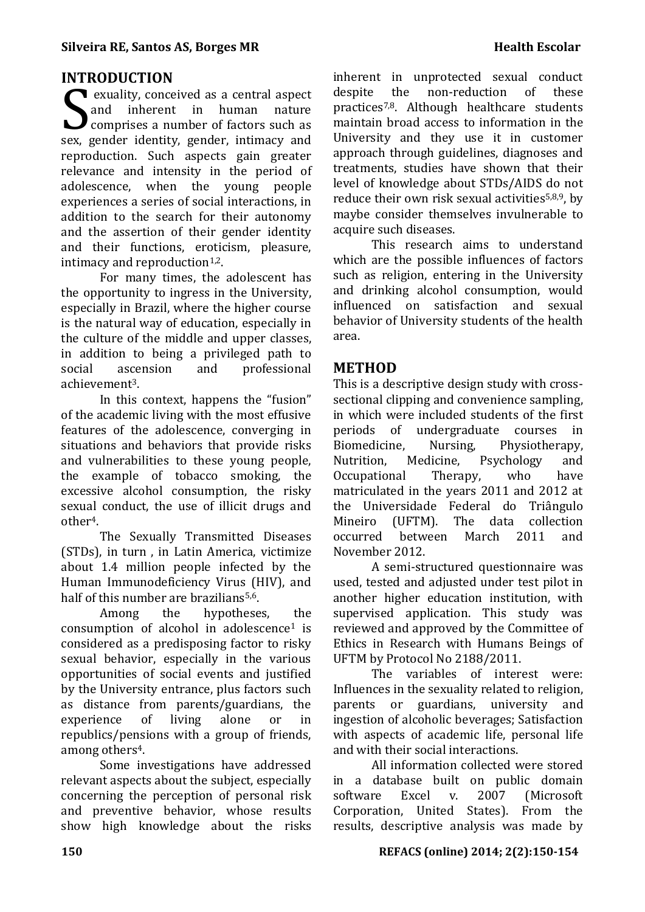## INTRODUCTION

Sexuality, conceived as a central aspect and inherent in human nature comprises a number of factors such as sex, gender identity, gender, intimacy and reproduction. Such aspects gain greater relevance and intensity in the period of adolescence, when the young people experiences a series of social interactions, in addition to the search for their autonomy and the assertion of their gender identity and their functions, eroticism, pleasure, intimacy and reproduction[1,2].

For many times, the adolescent has the opportunity to ingress in the University, especially in Brazil, where the higher course is the natural way of education, especially in the culture of the middle and upper classes, in addition to being a privileged path to social ascension and professional achievement[3].

In this context, happens the "fusion" of the academic living with the most effusive features of the adolescence, converging in situations and behaviors that provide risks and vulnerabilities to these young people, the example of tobacco smoking, the excessive alcohol consumption, the risky sexual conduct, the use of illicit drugs and other[4].

The Sexually Transmitted Diseases (STDs), in turn , in Latin America, victimize about 1.4 million people infected by the Human Immunodeficiency Virus (HIV), and half of this number are brazilians[5,6].

Among the hypotheses, the consumption of alcohol in adolescence[1] is considered as a predisposing factor to risky sexual behavior, especially in the various opportunities of social events and justified by the University entrance, plus factors such as distance from parents/guardians, the experience of living alone or in republics/pensions with a group of friends, among others[4].

Some investigations have addressed relevant aspects about the subject, especially concerning the perception of personal risk and preventive behavior, whose results show high knowledge about the risks inherent in unprotected sexual conduct despite the non-reduction of these practices[7,8]. Although healthcare students maintain broad access to information in the University and they use it in customer approach through guidelines, diagnoses and treatments, studies have shown that their level of knowledge about STDs/AIDS do not reduce their own risk sexual activities[5,8,9], by maybe consider themselves invulnerable to acquire such diseases.

This research aims to understand which are the possible influences of factors such as religion, entering in the University and drinking alcohol consumption, would influenced on satisfaction and sexual behavior of University students of the health area.

## METHOD

This is a descriptive design study with cross-sectional clipping and convenience sampling, in which were included students of the first periods of undergraduate courses in Biomedicine, Nursing, Physiotherapy, Nutrition, Medicine, Psychology and Occupational Therapy, who have matriculated in the years 2011 and 2012 at the Universidade Federal do Triângulo Mineiro (UFTM). The data collection occurred between March 2011 and November 2012.

A semi-structured questionnaire was used, tested and adjusted under test pilot in another higher education institution, with supervised application. This study was reviewed and approved by the Committee of Ethics in Research with Humans Beings of UFTM by Protocol No 2188/2011.

The variables of interest were: Influences in the sexuality related to religion, parents or guardians, university and ingestion of alcoholic beverages; Satisfaction with aspects of academic life, personal life and with their social interactions.

All information collected were stored in a database built on public domain software Excel v. 2007 (Microsoft Corporation, United States). From the results, descriptive analysis was made by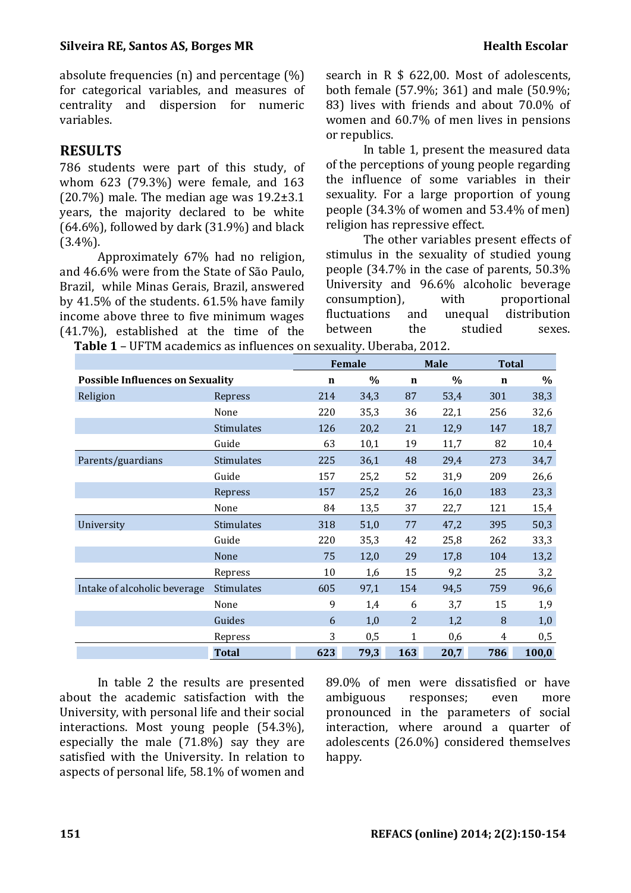absolute frequencies (n) and percentage (%) for categorical variables, and measures of centrality and dispersion for numeric variables.

## RESULTS

786 students were part of this study, of whom 623 (79.3%) were female, and 163 (20.7%) male. The median age was 19.2±3.1 years, the majority declared to be white (64.6%), followed by dark (31.9%) and black (3.4%).

Approximately 67% had no religion, and 46.6% were from the State of São Paulo, Brazil, while Minas Gerais, Brazil, answered by 41.5% of the students. 61.5% have family income above three to five minimum wages (41.7%), established at the time of the search in R $ 622,00. Most of adolescents, both female (57.9%; 361) and male (50.9%; 83) lives with friends and about 70.0% of women and 60.7% of men lives in pensions or republics.

In table 1, present the measured data of the perceptions of young people regarding the influence of some variables in their sexuality. For a large proportion of young people (34.3% of women and 53.4% of men) religion has repressive effect.

The other variables present effects of stimulus in the sexuality of studied young people (34.7% in the case of parents, 50.3% University and 96.6% alcoholic beverage consumption), with proportional fluctuations and unequal distribution between the studied sexes.

**Table 1** – UFTM academics as influences on sexuality. Uberaba, 2012.

| | | Female | | Male | | Total | |
|---|---|---|---|---|---|---|---|
| **Possible Influences on Sexuality** | | **n** | **%** | **n** | **%** | **n** | **%** |
| Religion | Repress | 214 | 34,3 | 87 | 53,4 | 301 | 38,3 |
| | None | 220 | 35,3 | 36 | 22,1 | 256 | 32,6 |
| | Stimulates | 126 | 20,2 | 21 | 12,9 | 147 | 18,7 |
| | Guide | 63 | 10,1 | 19 | 11,7 | 82 | 10,4 |
| Parents/guardians | Stimulates | 225 | 36,1 | 48 | 29,4 | 273 | 34,7 |
| | Guide | 157 | 25,2 | 52 | 31,9 | 209 | 26,6 |
| | Repress | 157 | 25,2 | 26 | 16,0 | 183 | 23,3 |
| | None | 84 | 13,5 | 37 | 22,7 | 121 | 15,4 |
| University | Stimulates | 318 | 51,0 | 77 | 47,2 | 395 | 50,3 |
| | Guide | 220 | 35,3 | 42 | 25,8 | 262 | 33,3 |
| | None | 75 | 12,0 | 29 | 17,8 | 104 | 13,2 |
| | Repress | 10 | 1,6 | 15 | 9,2 | 25 | 3,2 |
| Intake of alcoholic beverage | Stimulates | 605 | 97,1 | 154 | 94,5 | 759 | 96,6 |
| | None | 9 | 1,4 | 6 | 3,7 | 15 | 1,9 |
| | Guides | 6 | 1,0 | 2 | 1,2 | 8 | 1,0 |
| | Repress | 3 | 0,5 | 1 | 0,6 | 4 | 0,5 |
| | **Total** | **623** | **79,3** | **163** | **20,7** | **786** | **100,0** |

In table 2 the results are presented about the academic satisfaction with the University, with personal life and their social interactions. Most young people (54.3%), especially the male (71.8%) say they are satisfied with the University. In relation to aspects of personal life, 58.1% of women and 89.0% of men were dissatisfied or have ambiguous responses; even more pronounced in the parameters of social interaction, where around a quarter of adolescents (26.0%) considered themselves happy.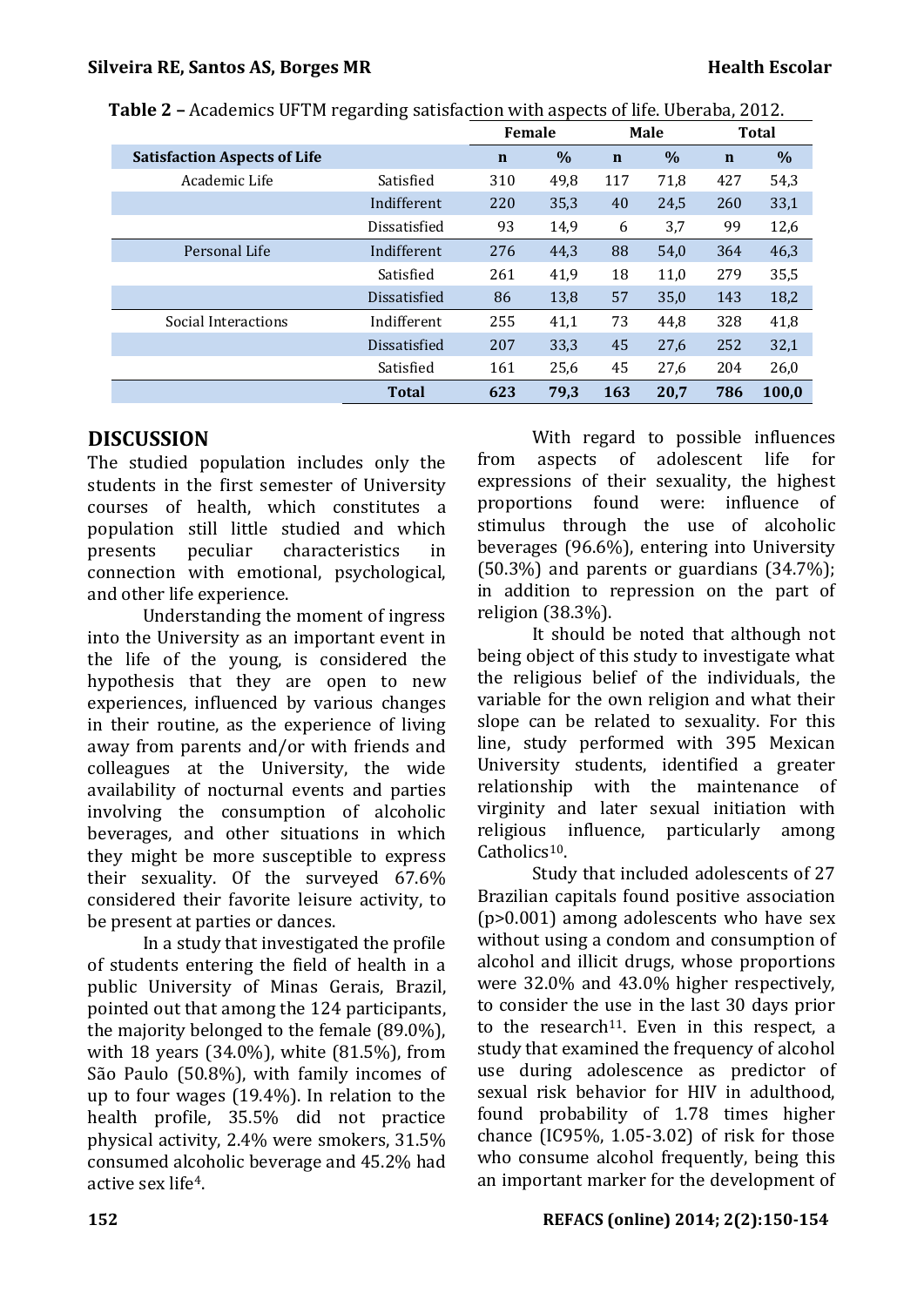**Table 2 –** Academics UFTM regarding satisfaction with aspects of life. Uberaba, 2012.

| | | Female | | Male | | Total | |
|---|---|---|---|---|---|---|---|
| **Satisfaction Aspects of Life** | | **n** | **%** | **n** | **%** | **n** | **%** |
| Academic Life | Satisfied | 310 | 49,8 | 117 | 71,8 | 427 | 54,3 |
| | Indifferent | 220 | 35,3 | 40 | 24,5 | 260 | 33,1 |
| | Dissatisfied | 93 | 14,9 | 6 | 3,7 | 99 | 12,6 |
| Personal Life | Indifferent | 276 | 44,3 | 88 | 54,0 | 364 | 46,3 |
| | Satisfied | 261 | 41,9 | 18 | 11,0 | 279 | 35,5 |
| | Dissatisfied | 86 | 13,8 | 57 | 35,0 | 143 | 18,2 |
| Social Interactions | Indifferent | 255 | 41,1 | 73 | 44,8 | 328 | 41,8 |
| | Dissatisfied | 207 | 33,3 | 45 | 27,6 | 252 | 32,1 |
| | Satisfied | 161 | 25,6 | 45 | 27,6 | 204 | 26,0 |
| | **Total** | **623** | **79,3** | **163** | **20,7** | **786** | **100,0** |

## DISCUSSION

The studied population includes only the students in the first semester of University courses of health, which constitutes a population still little studied and which presents peculiar characteristics in connection with emotional, psychological, and other life experience.

Understanding the moment of ingress into the University as an important event in the life of the young, is considered the hypothesis that they are open to new experiences, influenced by various changes in their routine, as the experience of living away from parents and/or with friends and colleagues at the University, the wide availability of nocturnal events and parties involving the consumption of alcoholic beverages, and other situations in which they might be more susceptible to express their sexuality. Of the surveyed 67.6% considered their favorite leisure activity, to be present at parties or dances.

In a study that investigated the profile of students entering the field of health in a public University of Minas Gerais, Brazil, pointed out that among the 124 participants, the majority belonged to the female (89.0%), with 18 years (34.0%), white (81.5%), from São Paulo (50.8%), with family incomes of up to four wages (19.4%). In relation to the health profile, 35.5% did not practice physical activity, 2.4% were smokers, 31.5% consumed alcoholic beverage and 45.2% had active sex life[4].

With regard to possible influences from aspects of adolescent life for expressions of their sexuality, the highest proportions found were: influence of stimulus through the use of alcoholic beverages (96.6%), entering into University (50.3%) and parents or guardians (34.7%); in addition to repression on the part of religion (38.3%).

It should be noted that although not being object of this study to investigate what the religious belief of the individuals, the variable for the own religion and what their slope can be related to sexuality. For this line, study performed with 395 Mexican University students, identified a greater relationship with the maintenance of virginity and later sexual initiation with religious influence, particularly among Catholics[10].

Study that included adolescents of 27 Brazilian capitals found positive association ($p>0.001$) among adolescents who have sex without using a condom and consumption of alcohol and illicit drugs, whose proportions were 32.0% and 43.0% higher respectively, to consider the use in the last 30 days prior to the research[11]. Even in this respect, a study that examined the frequency of alcohol use during adolescence as predictor of sexual risk behavior for HIV in adulthood, found probability of 1.78 times higher chance (IC95%, 1.05-3.02) of risk for those who consume alcohol frequently, being this an important marker for the development of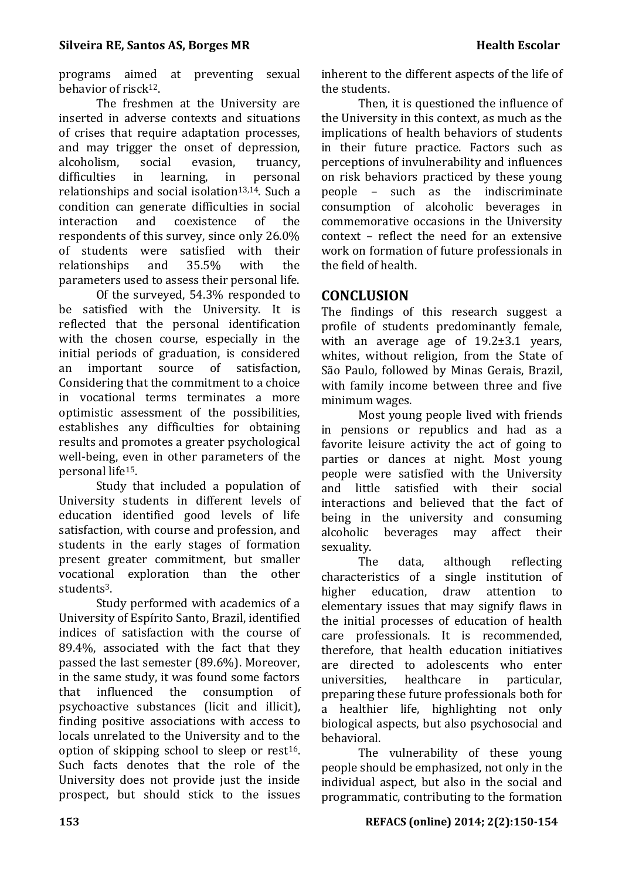programs aimed at preventing sexual behavior of risck[12].

The freshmen at the University are inserted in adverse contexts and situations of crises that require adaptation processes, and may trigger the onset of depression, alcoholism, social evasion, truancy, difficulties in learning, in personal relationships and social isolation[13,14]. Such a condition can generate difficulties in social interaction and coexistence of the respondents of this survey, since only 26.0% of students were satisfied with their relationships and 35.5% with the parameters used to assess their personal life.

Of the surveyed, 54.3% responded to be satisfied with the University. It is reflected that the personal identification with the chosen course, especially in the initial periods of graduation, is considered an important source of satisfaction, Considering that the commitment to a choice in vocational terms terminates a more optimistic assessment of the possibilities, establishes any difficulties for obtaining results and promotes a greater psychological well-being, even in other parameters of the personal life[15].

Study that included a population of University students in different levels of education identified good levels of life satisfaction, with course and profession, and students in the early stages of formation present greater commitment, but smaller vocational exploration than the other students[3].

Study performed with academics of a University of Espírito Santo, Brazil, identified indices of satisfaction with the course of 89.4%, associated with the fact that they passed the last semester (89.6%). Moreover, in the same study, it was found some factors that influenced the consumption of psychoactive substances (licit and illicit), finding positive associations with access to locals unrelated to the University and to the option of skipping school to sleep or rest[16]. Such facts denotes that the role of the University does not provide just the inside prospect, but should stick to the issues inherent to the different aspects of the life of the students.

Then, it is questioned the influence of the University in this context, as much as the implications of health behaviors of students in their future practice. Factors such as perceptions of invulnerability and influences on risk behaviors practiced by these young people – such as the indiscriminate consumption of alcoholic beverages in commemorative occasions in the University context – reflect the need for an extensive work on formation of future professionals in the field of health.

## CONCLUSION

The findings of this research suggest a profile of students predominantly female, with an average age of 19.2±3.1 years, whites, without religion, from the State of São Paulo, followed by Minas Gerais, Brazil, with family income between three and five minimum wages.

Most young people lived with friends in pensions or republics and had as a favorite leisure activity the act of going to parties or dances at night. Most young people were satisfied with the University and little satisfied with their social interactions and believed that the fact of being in the university and consuming alcoholic beverages may affect their sexuality.

The data, although reflecting characteristics of a single institution of higher education, draw attention to elementary issues that may signify flaws in the initial processes of education of health care professionals. It is recommended, therefore, that health education initiatives are directed to adolescents who enter universities, healthcare in particular, preparing these future professionals both for a healthier life, highlighting not only biological aspects, but also psychosocial and behavioral.

The vulnerability of these young people should be emphasized, not only in the individual aspect, but also in the social and programmatic, contributing to the formation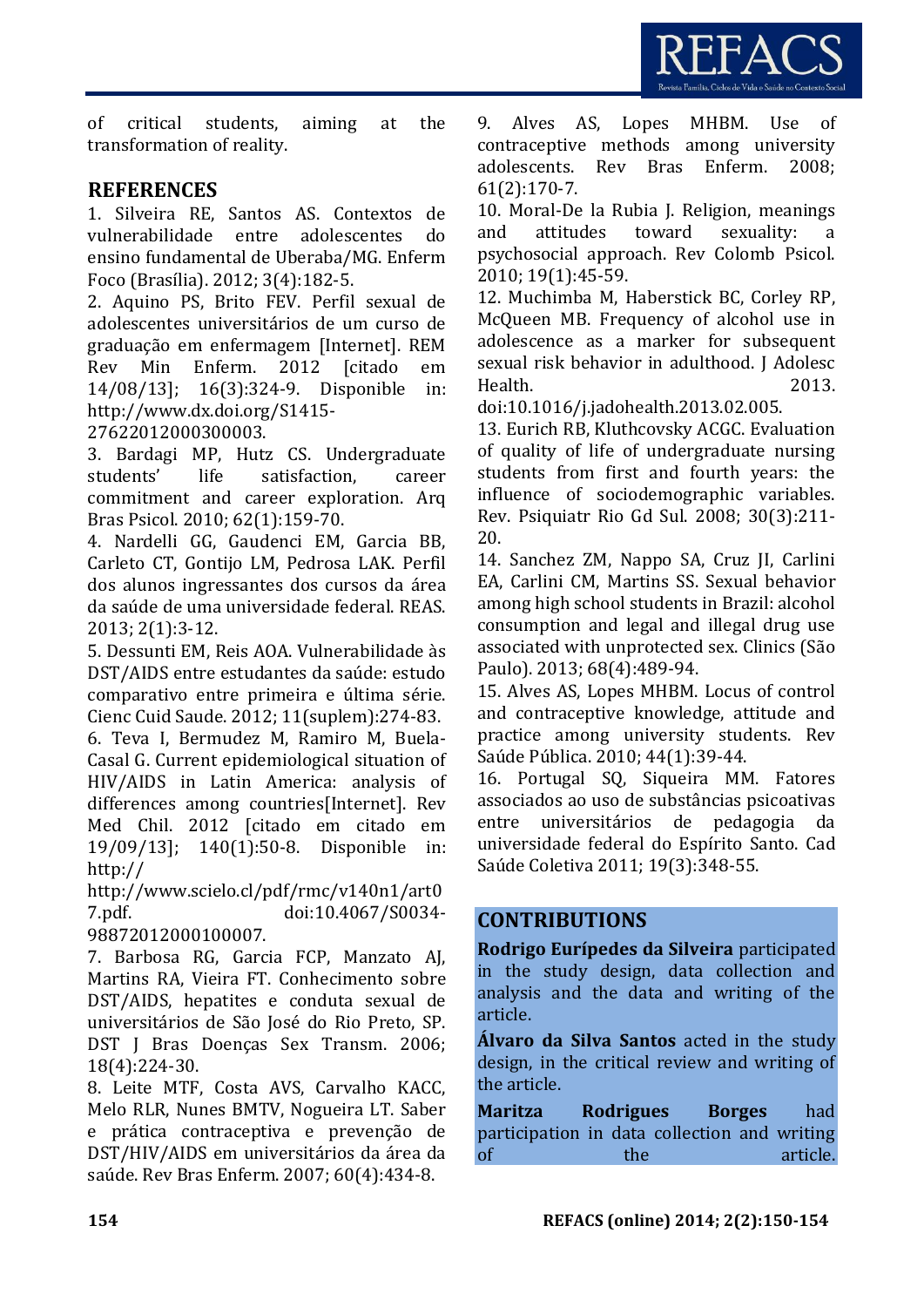of critical students, aiming at the transformation of reality.

## REFERENCES

1. Silveira RE, Santos AS. Contextos de vulnerabilidade entre adolescentes do ensino fundamental de Uberaba/MG. Enferm Foco (Brasília). 2012; 3(4):182-5.
2. Aquino PS, Brito FEV. Perfil sexual de adolescentes universitários de um curso de graduação em enfermagem [Internet]. REM Rev Min Enferm. 2012 [citado em 14/08/13]; 16(3):324-9. Disponible in: http://www.dx.doi.org/S1415-27622012000300003.
3. Bardagi MP, Hutz CS. Undergraduate students' life satisfaction, career commitment and career exploration. Arq Bras Psicol. 2010; 62(1):159-70.
4. Nardelli GG, Gaudenci EM, Garcia BB, Carleto CT, Gontijo LM, Pedrosa LAK. Perfil dos alunos ingressantes dos cursos da área da saúde de uma universidade federal. REAS. 2013; 2(1):3-12.
5. Dessunti EM, Reis AOA. Vulnerabilidade às DST/AIDS entre estudantes da saúde: estudo comparativo entre primeira e última série. Cienc Cuid Saude. 2012; 11(suplem):274-83.
6. Teva I, Bermudez M, Ramiro M, Buela-Casal G. Current epidemiological situation of HIV/AIDS in Latin America: analysis of differences among countries[Internet]. Rev Med Chil. 2012 [citado em citado em 19/09/13]; 140(1):50-8. Disponible in: http:// http://www.scielo.cl/pdf/rmc/v140n1/art07.pdf. doi:10.4067/S0034-98872012000100007.
7. Barbosa RG, Garcia FCP, Manzato AJ, Martins RA, Vieira FT. Conhecimento sobre DST/AIDS, hepatites e conduta sexual de universitários de São José do Rio Preto, SP. DST J Bras Doenças Sex Transm. 2006; 18(4):224-30.
8. Leite MTF, Costa AVS, Carvalho KACC, Melo RLR, Nunes BMTV, Nogueira LT. Saber e prática contraceptiva e prevenção de DST/HIV/AIDS em universitários da área da saúde. Rev Bras Enferm. 2007; 60(4):434-8.
9. Alves AS, Lopes MHBM. Use of contraceptive methods among university adolescents. Rev Bras Enferm. 2008; 61(2):170-7.
10. Moral-De la Rubia J. Religion, meanings and attitudes toward sexuality: a psychosocial approach. Rev Colomb Psicol. 2010; 19(1):45-59.
12. Muchimba M, Haberstick BC, Corley RP, McQueen MB. Frequency of alcohol use in adolescence as a marker for subsequent sexual risk behavior in adulthood. J Adolesc Health. 2013. doi:10.1016/j.jadohealth.2013.02.005.
13. Eurich RB, Kluthcovsky ACGC. Evaluation of quality of life of undergraduate nursing students from first and fourth years: the influence of sociodemographic variables. Rev. Psiquiatr Rio Gd Sul. 2008; 30(3):211-20.
14. Sanchez ZM, Nappo SA, Cruz JI, Carlini EA, Carlini CM, Martins SS. Sexual behavior among high school students in Brazil: alcohol consumption and legal and illegal drug use associated with unprotected sex. Clinics (São Paulo). 2013; 68(4):489-94.
15. Alves AS, Lopes MHBM. Locus of control and contraceptive knowledge, attitude and practice among university students. Rev Saúde Pública. 2010; 44(1):39-44.
16. Portugal SQ, Siqueira MM. Fatores associados ao uso de substâncias psicoativas entre universitários de pedagogia da universidade federal do Espírito Santo. Cad Saúde Coletiva 2011; 19(3):348-55.

## CONTRIBUTIONS

**Rodrigo Eurípedes da Silveira** participated in the study design, data collection and analysis and the data and writing of the article.

**Álvaro da Silva Santos** acted in the study design, in the critical review and writing of the article.

**Maritza Rodrigues Borges** had participation in data collection and writing of the article.